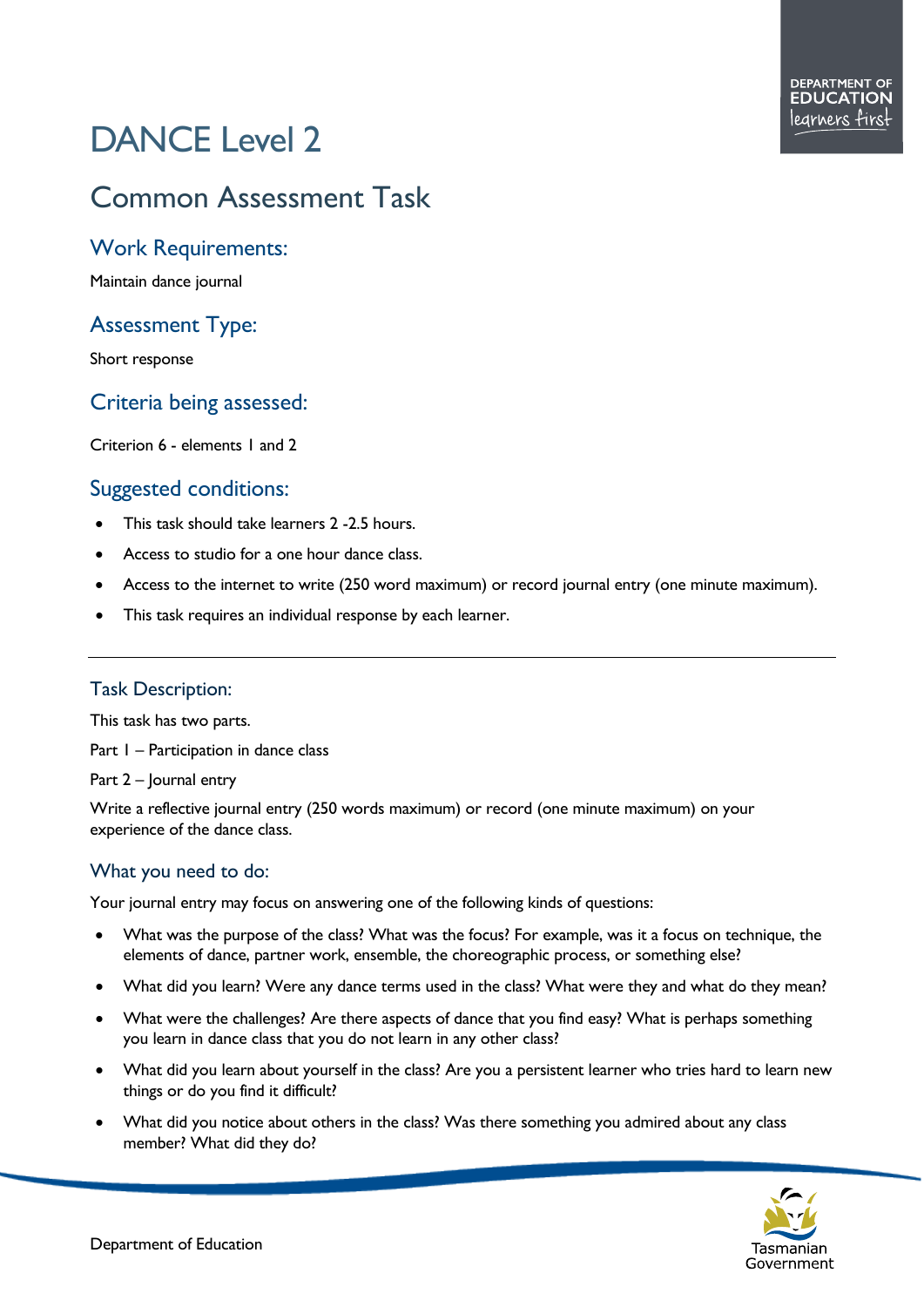# DANCE Level 2

## Common Assessment Task

### Work Requirements:

Maintain dance journal

### Assessment Type:

Short response

### Criteria being assessed:

Criterion 6 - elements 1 and 2

### Suggested conditions:

- This task should take learners 2 -2.5 hours.
- Access to studio for a one hour dance class.
- Access to the internet to write (250 word maximum) or record journal entry (one minute maximum).
- This task requires an individual response by each learner.

---

### Task Description:

This task has two parts.

Part 1 – Participation in dance class

Part 2 – Journal entry

Write a reflective journal entry (250 words maximum) or record (one minute maximum) on your experience of the dance class.

### What you need to do:

Your journal entry may focus on answering one of the following kinds of questions:

- What was the purpose of the class? What was the focus? For example, was it a focus on technique, the elements of dance, partner work, ensemble, the choreographic process, or something else?
- What did you learn? Were any dance terms used in the class? What were they and what do they mean?
- What were the challenges? Are there aspects of dance that you find easy? What is perhaps something you learn in dance class that you do not learn in any other class?
- What did you learn about yourself in the class? Are you a persistent learner who tries hard to learn new things or do you find it difficult?
- What did you notice about others in the class? Was there something you admired about any class member? What did they do?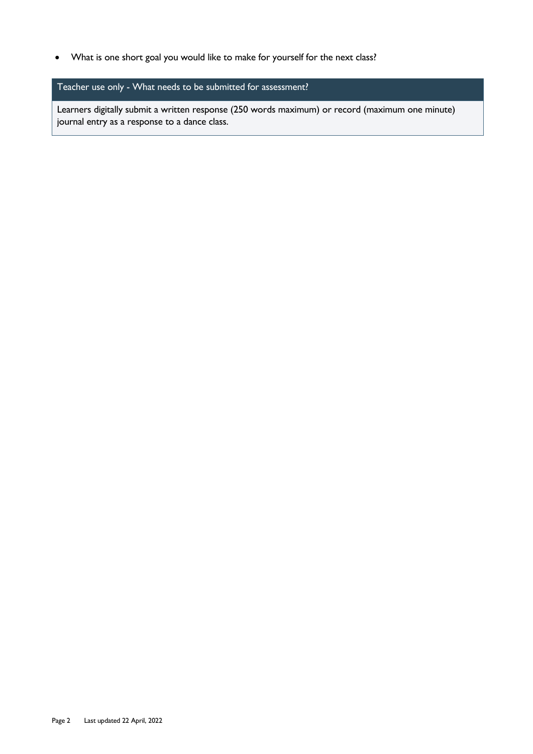- What is one short goal you would like to make for yourself for the next class?

| Teacher use only - What needs to be submitted for assessment? |
| --- |
| Learners digitally submit a written response (250 words maximum) or record (maximum one minute) journal entry as a response to a dance class. |